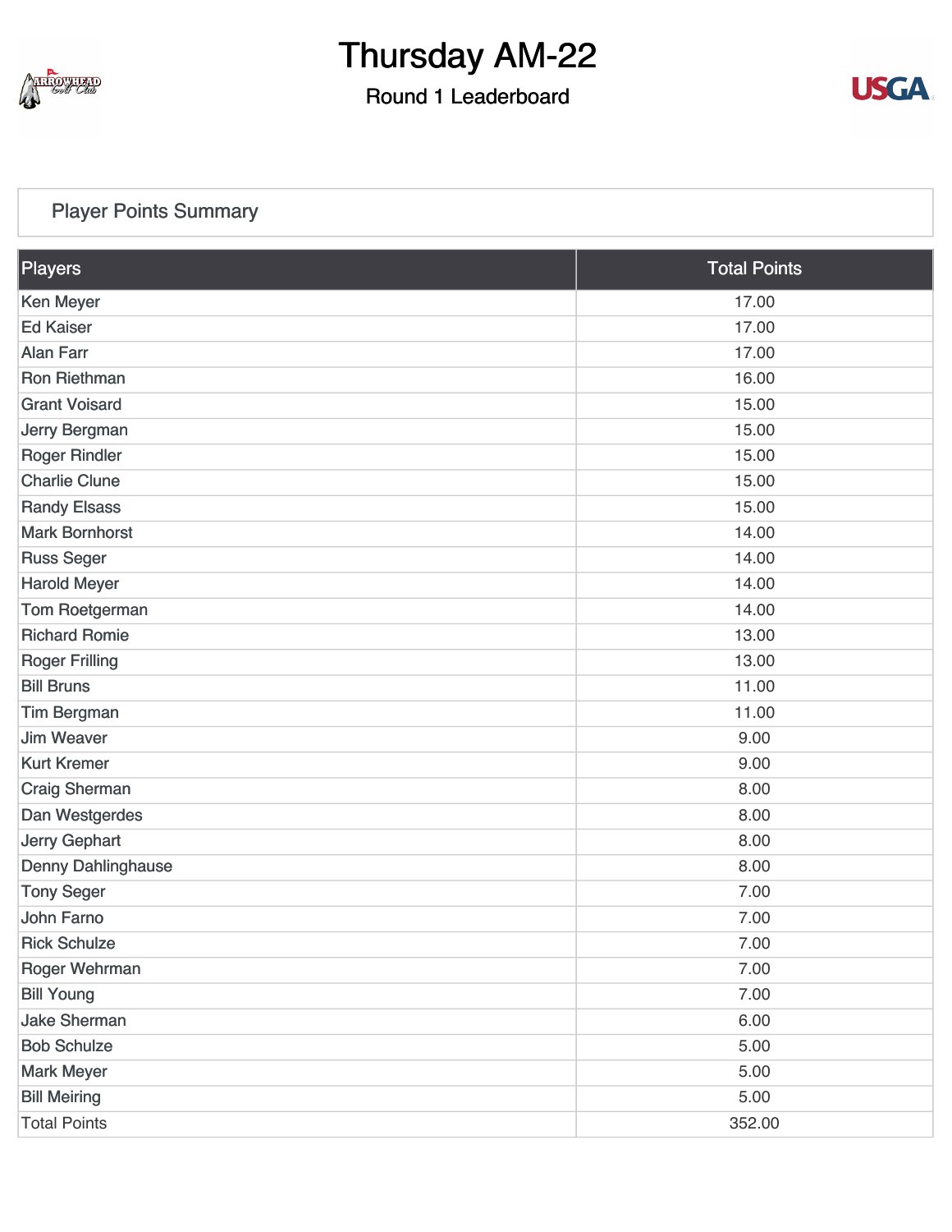# Thursday AM-22

## Round 1 Leaderboard

### Player Points Summary

| Players | Total Points |
| --- | --- |
| Ken Meyer | 17.00 |
| Ed Kaiser | 17.00 |
| Alan Farr | 17.00 |
| Ron Riethman | 16.00 |
| Grant Voisard | 15.00 |
| Jerry Bergman | 15.00 |
| Roger Rindler | 15.00 |
| Charlie Clune | 15.00 |
| Randy Elsass | 15.00 |
| Mark Bornhorst | 14.00 |
| Russ Seger | 14.00 |
| Harold Meyer | 14.00 |
| Tom Roetgerman | 14.00 |
| Richard Romie | 13.00 |
| Roger Frilling | 13.00 |
| Bill Bruns | 11.00 |
| Tim Bergman | 11.00 |
| Jim Weaver | 9.00 |
| Kurt Kremer | 9.00 |
| Craig Sherman | 8.00 |
| Dan Westgerdes | 8.00 |
| Jerry Gephart | 8.00 |
| Denny Dahlinghause | 8.00 |
| Tony Seger | 7.00 |
| John Farno | 7.00 |
| Rick Schulze | 7.00 |
| Roger Wehrman | 7.00 |
| Bill Young | 7.00 |
| Jake Sherman | 6.00 |
| Bob Schulze | 5.00 |
| Mark Meyer | 5.00 |
| Bill Meiring | 5.00 |
| Total Points | 352.00 |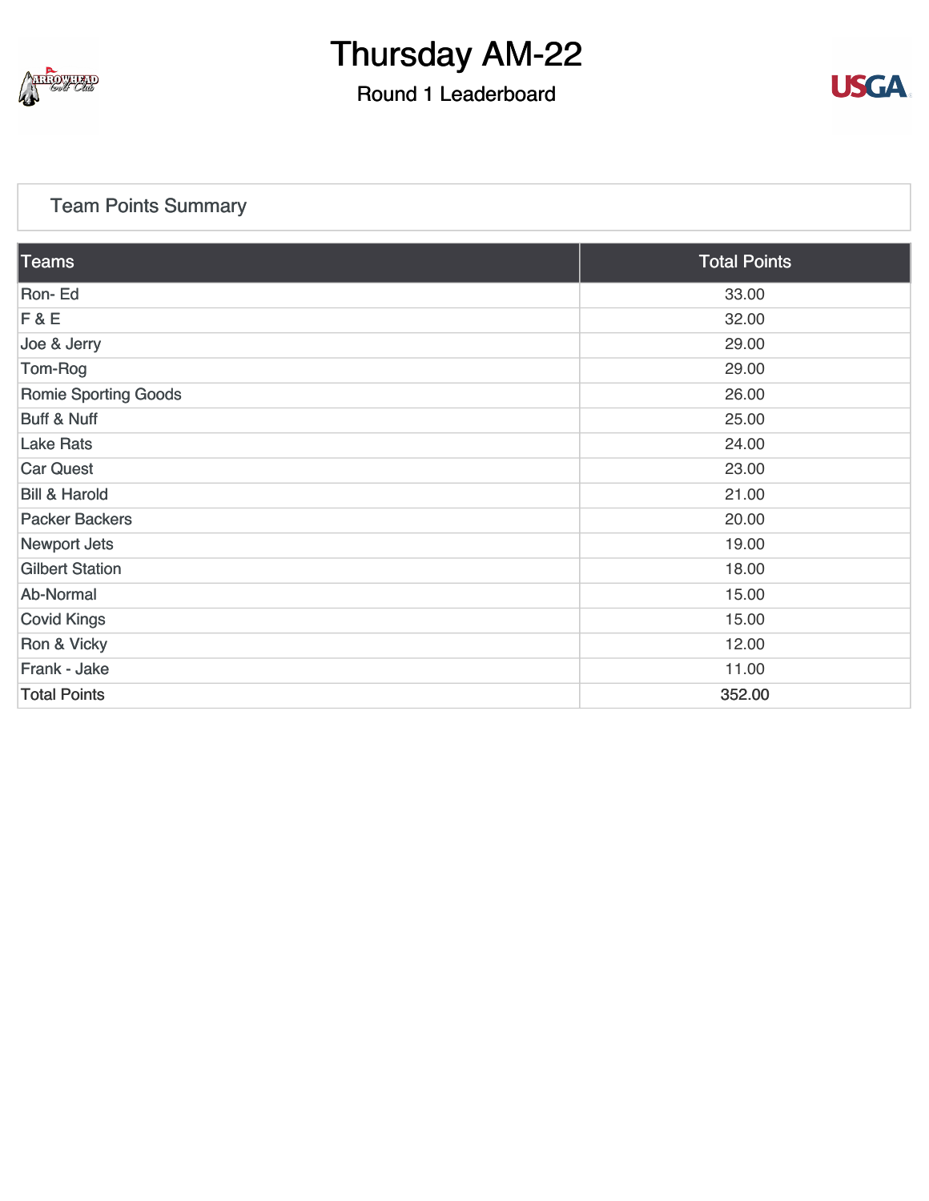# Thursday AM-22

## Round 1 Leaderboard

### Team Points Summary

| Teams | Total Points |
|---|---|
| Ron- Ed | 33.00 |
| F & E | 32.00 |
| Joe & Jerry | 29.00 |
| Tom-Rog | 29.00 |
| Romie Sporting Goods | 26.00 |
| Buff & Nuff | 25.00 |
| Lake Rats | 24.00 |
| Car Quest | 23.00 |
| Bill & Harold | 21.00 |
| Packer Backers | 20.00 |
| Newport Jets | 19.00 |
| Gilbert Station | 18.00 |
| Ab-Normal | 15.00 |
| Covid Kings | 15.00 |
| Ron & Vicky | 12.00 |
| Frank - Jake | 11.00 |
| Total Points | 352.00 |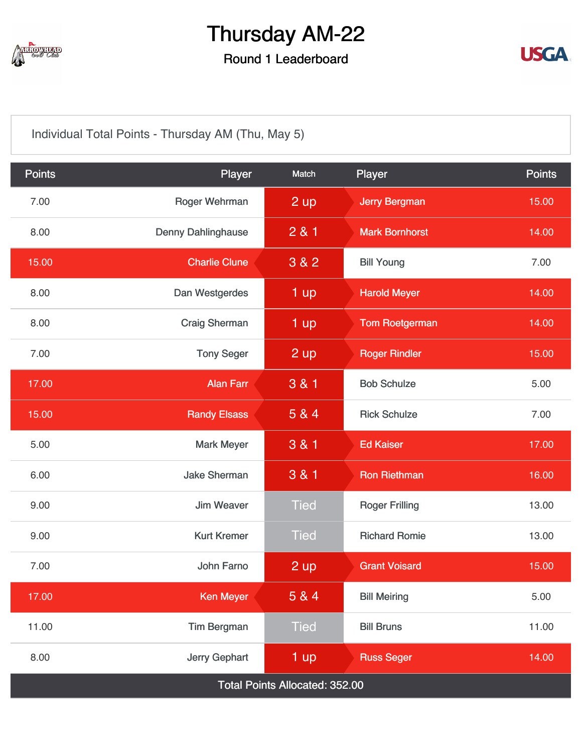# Thursday AM-22

## Round 1 Leaderboard

Individual Total Points - Thursday AM (Thu, May 5)

| Points | Player | Match | Player | Points |
|---|---|---|---|---|
| 7.00 | Roger Wehrman | 2 up | Jerry Bergman | 15.00 |
| 8.00 | Denny Dahlinghause | 2 & 1 | Mark Bornhorst | 14.00 |
| 15.00 | Charlie Clune | 3 & 2 | Bill Young | 7.00 |
| 8.00 | Dan Westgerdes | 1 up | Harold Meyer | 14.00 |
| 8.00 | Craig Sherman | 1 up | Tom Roetgerman | 14.00 |
| 7.00 | Tony Seger | 2 up | Roger Rindler | 15.00 |
| 17.00 | Alan Farr | 3 & 1 | Bob Schulze | 5.00 |
| 15.00 | Randy Elsass | 5 & 4 | Rick Schulze | 7.00 |
| 5.00 | Mark Meyer | 3 & 1 | Ed Kaiser | 17.00 |
| 6.00 | Jake Sherman | 3 & 1 | Ron Riethman | 16.00 |
| 9.00 | Jim Weaver | Tied | Roger Frilling | 13.00 |
| 9.00 | Kurt Kremer | Tied | Richard Romie | 13.00 |
| 7.00 | John Farno | 2 up | Grant Voisard | 15.00 |
| 17.00 | Ken Meyer | 5 & 4 | Bill Meiring | 5.00 |
| 11.00 | Tim Bergman | Tied | Bill Bruns | 11.00 |
| 8.00 | Jerry Gephart | 1 up | Russ Seger | 14.00 |

Total Points Allocated: 352.00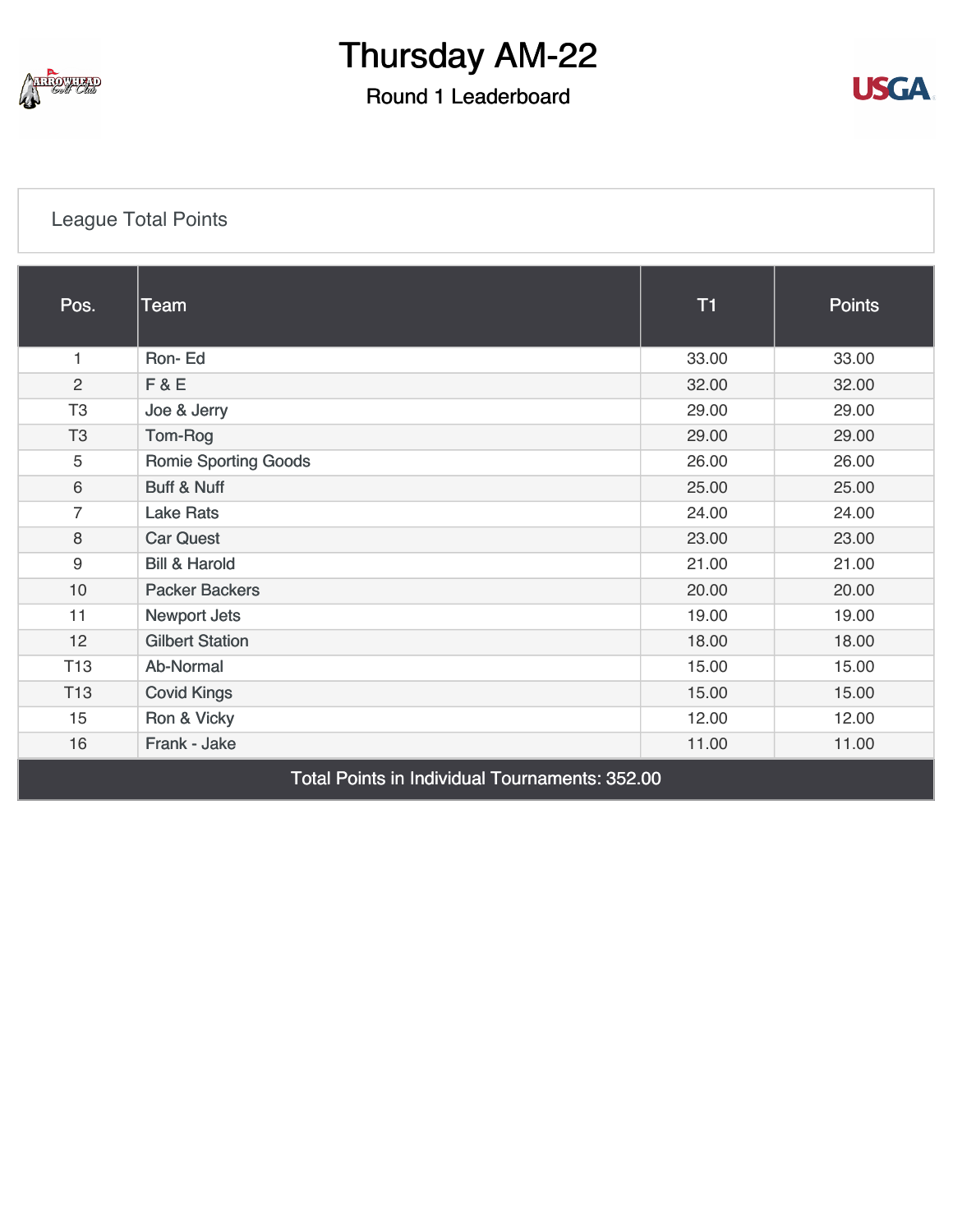# Thursday AM-22

## Round 1 Leaderboard

League Total Points

| Pos. | Team | T1 | Points |
|---|---|---|---|
| 1 | Ron- Ed | 33.00 | 33.00 |
| 2 | F & E | 32.00 | 32.00 |
| T3 | Joe & Jerry | 29.00 | 29.00 |
| T3 | Tom-Rog | 29.00 | 29.00 |
| 5 | Romie Sporting Goods | 26.00 | 26.00 |
| 6 | Buff & Nuff | 25.00 | 25.00 |
| 7 | Lake Rats | 24.00 | 24.00 |
| 8 | Car Quest | 23.00 | 23.00 |
| 9 | Bill & Harold | 21.00 | 21.00 |
| 10 | Packer Backers | 20.00 | 20.00 |
| 11 | Newport Jets | 19.00 | 19.00 |
| 12 | Gilbert Station | 18.00 | 18.00 |
| T13 | Ab-Normal | 15.00 | 15.00 |
| T13 | Covid Kings | 15.00 | 15.00 |
| 15 | Ron & Vicky | 12.00 | 12.00 |
| 16 | Frank - Jake | 11.00 | 11.00 |
| Total Points in Individual Tournaments: 352.00 | | | |